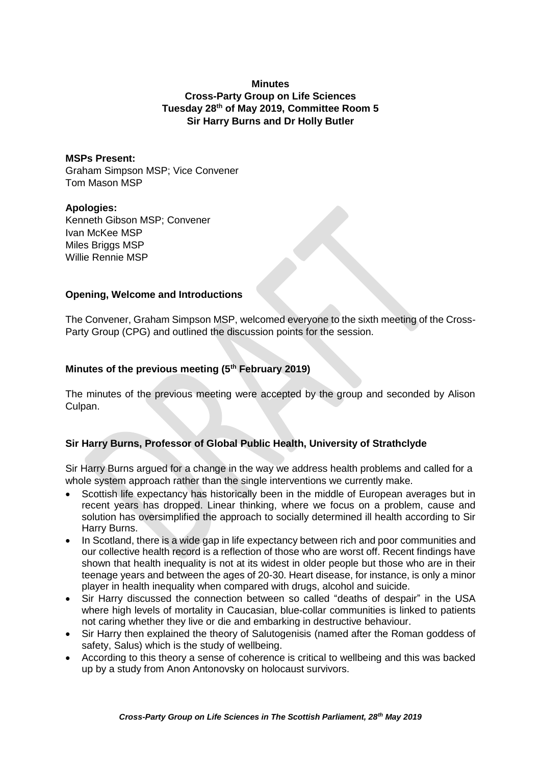**Minutes**
**Cross-Party Group on Life Sciences**
**Tuesday 28th of May 2019, Committee Room 5**
**Sir Harry Burns and Dr Holly Butler**

**MSPs Present:**
Graham Simpson MSP; Vice Convener
Tom Mason MSP

**Apologies:**
Kenneth Gibson MSP; Convener
Ivan McKee MSP
Miles Briggs MSP
Willie Rennie MSP

### Opening, Welcome and Introductions

The Convener, Graham Simpson MSP, welcomed everyone to the sixth meeting of the Cross-Party Group (CPG) and outlined the discussion points for the session.

### Minutes of the previous meeting (5th February 2019)

The minutes of the previous meeting were accepted by the group and seconded by Alison Culpan.

### Sir Harry Burns, Professor of Global Public Health, University of Strathclyde

Sir Harry Burns argued for a change in the way we address health problems and called for a whole system approach rather than the single interventions we currently make.

- Scottish life expectancy has historically been in the middle of European averages but in recent years has dropped. Linear thinking, where we focus on a problem, cause and solution has oversimplified the approach to socially determined ill health according to Sir Harry Burns.
- In Scotland, there is a wide gap in life expectancy between rich and poor communities and our collective health record is a reflection of those who are worst off. Recent findings have shown that health inequality is not at its widest in older people but those who are in their teenage years and between the ages of 20-30. Heart disease, for instance, is only a minor player in health inequality when compared with drugs, alcohol and suicide.
- Sir Harry discussed the connection between so called "deaths of despair" in the USA where high levels of mortality in Caucasian, blue-collar communities is linked to patients not caring whether they live or die and embarking in destructive behaviour.
- Sir Harry then explained the theory of Salutogenisis (named after the Roman goddess of safety, Salus) which is the study of wellbeing.
- According to this theory a sense of coherence is critical to wellbeing and this was backed up by a study from Anon Antonovsky on holocaust survivors.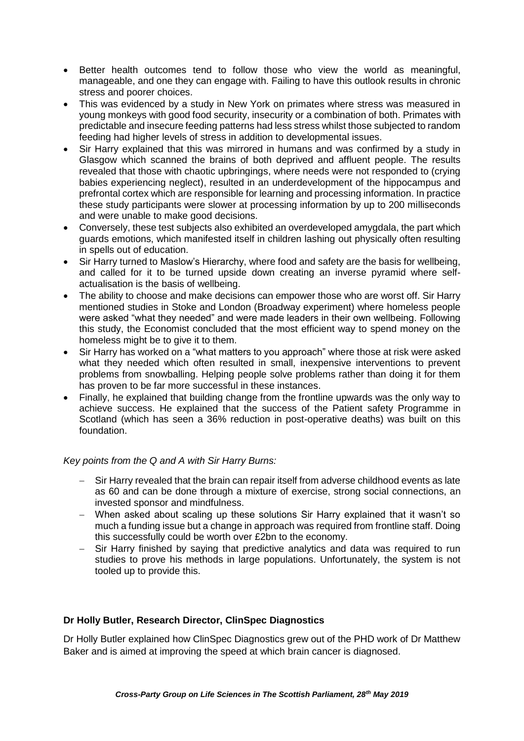- Better health outcomes tend to follow those who view the world as meaningful, manageable, and one they can engage with. Failing to have this outlook results in chronic stress and poorer choices.
- This was evidenced by a study in New York on primates where stress was measured in young monkeys with good food security, insecurity or a combination of both. Primates with predictable and insecure feeding patterns had less stress whilst those subjected to random feeding had higher levels of stress in addition to developmental issues.
- Sir Harry explained that this was mirrored in humans and was confirmed by a study in Glasgow which scanned the brains of both deprived and affluent people. The results revealed that those with chaotic upbringings, where needs were not responded to (crying babies experiencing neglect), resulted in an underdevelopment of the hippocampus and prefrontal cortex which are responsible for learning and processing information. In practice these study participants were slower at processing information by up to 200 milliseconds and were unable to make good decisions.
- Conversely, these test subjects also exhibited an overdeveloped amygdala, the part which guards emotions, which manifested itself in children lashing out physically often resulting in spells out of education.
- Sir Harry turned to Maslow's Hierarchy, where food and safety are the basis for wellbeing, and called for it to be turned upside down creating an inverse pyramid where self-actualisation is the basis of wellbeing.
- The ability to choose and make decisions can empower those who are worst off. Sir Harry mentioned studies in Stoke and London (Broadway experiment) where homeless people were asked "what they needed" and were made leaders in their own wellbeing. Following this study, the Economist concluded that the most efficient way to spend money on the homeless might be to give it to them.
- Sir Harry has worked on a "what matters to you approach" where those at risk were asked what they needed which often resulted in small, inexpensive interventions to prevent problems from snowballing. Helping people solve problems rather than doing it for them has proven to be far more successful in these instances.
- Finally, he explained that building change from the frontline upwards was the only way to achieve success. He explained that the success of the Patient safety Programme in Scotland (which has seen a 36% reduction in post-operative deaths) was built on this foundation.

*Key points from the Q and A with Sir Harry Burns:*

- Sir Harry revealed that the brain can repair itself from adverse childhood events as late as 60 and can be done through a mixture of exercise, strong social connections, an invested sponsor and mindfulness.
- When asked about scaling up these solutions Sir Harry explained that it wasn't so much a funding issue but a change in approach was required from frontline staff. Doing this successfully could be worth over £2bn to the economy.
- Sir Harry finished by saying that predictive analytics and data was required to run studies to prove his methods in large populations. Unfortunately, the system is not tooled up to provide this.

**Dr Holly Butler, Research Director, ClinSpec Diagnostics**

Dr Holly Butler explained how ClinSpec Diagnostics grew out of the PHD work of Dr Matthew Baker and is aimed at improving the speed at which brain cancer is diagnosed.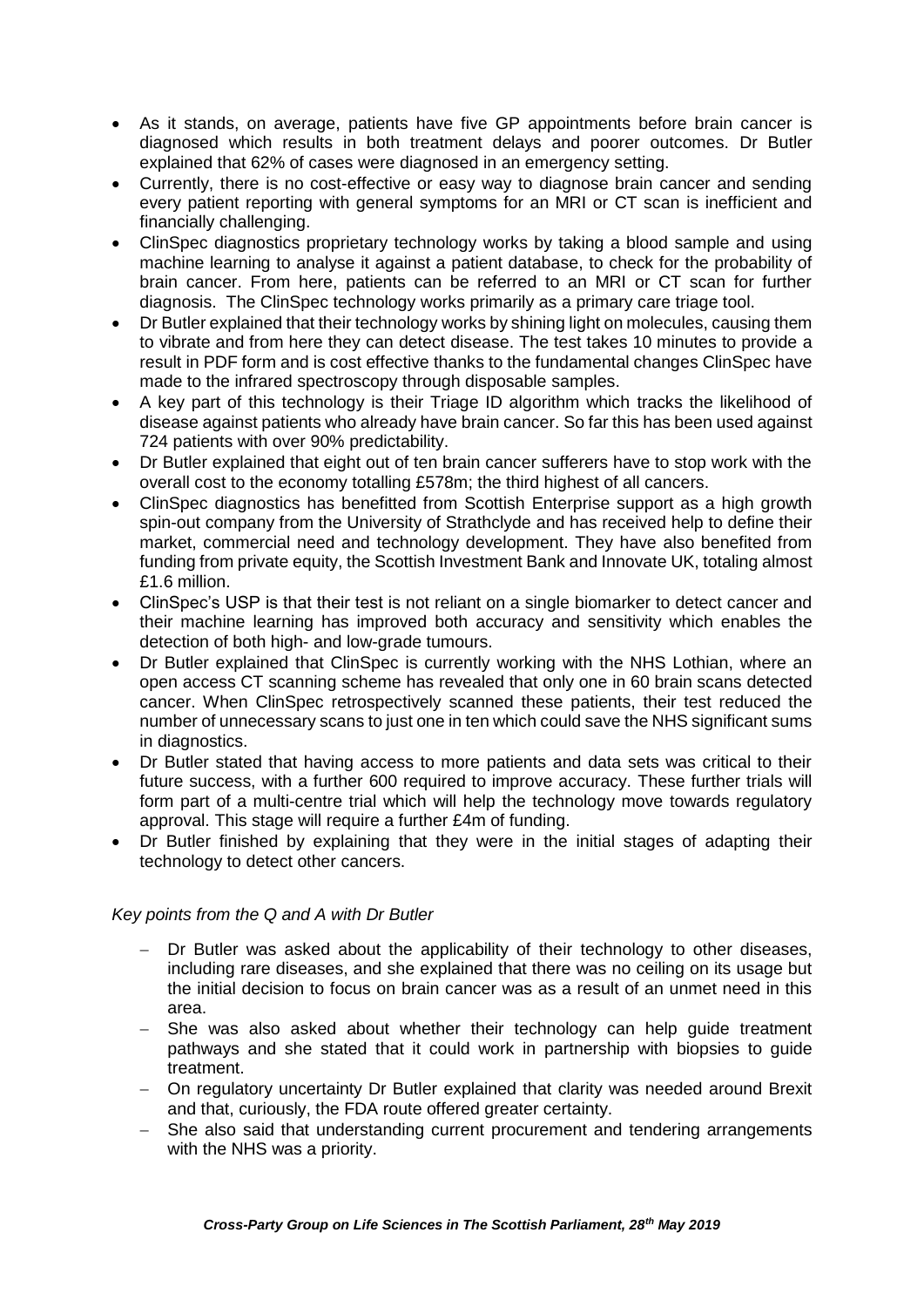- As it stands, on average, patients have five GP appointments before brain cancer is diagnosed which results in both treatment delays and poorer outcomes. Dr Butler explained that 62% of cases were diagnosed in an emergency setting.
- Currently, there is no cost-effective or easy way to diagnose brain cancer and sending every patient reporting with general symptoms for an MRI or CT scan is inefficient and financially challenging.
- ClinSpec diagnostics proprietary technology works by taking a blood sample and using machine learning to analyse it against a patient database, to check for the probability of brain cancer. From here, patients can be referred to an MRI or CT scan for further diagnosis. The ClinSpec technology works primarily as a primary care triage tool.
- Dr Butler explained that their technology works by shining light on molecules, causing them to vibrate and from here they can detect disease. The test takes 10 minutes to provide a result in PDF form and is cost effective thanks to the fundamental changes ClinSpec have made to the infrared spectroscopy through disposable samples.
- A key part of this technology is their Triage ID algorithm which tracks the likelihood of disease against patients who already have brain cancer. So far this has been used against 724 patients with over 90% predictability.
- Dr Butler explained that eight out of ten brain cancer sufferers have to stop work with the overall cost to the economy totalling £578m; the third highest of all cancers.
- ClinSpec diagnostics has benefitted from Scottish Enterprise support as a high growth spin-out company from the University of Strathclyde and has received help to define their market, commercial need and technology development. They have also benefited from funding from private equity, the Scottish Investment Bank and Innovate UK, totaling almost £1.6 million.
- ClinSpec's USP is that their test is not reliant on a single biomarker to detect cancer and their machine learning has improved both accuracy and sensitivity which enables the detection of both high- and low-grade tumours.
- Dr Butler explained that ClinSpec is currently working with the NHS Lothian, where an open access CT scanning scheme has revealed that only one in 60 brain scans detected cancer. When ClinSpec retrospectively scanned these patients, their test reduced the number of unnecessary scans to just one in ten which could save the NHS significant sums in diagnostics.
- Dr Butler stated that having access to more patients and data sets was critical to their future success, with a further 600 required to improve accuracy. These further trials will form part of a multi-centre trial which will help the technology move towards regulatory approval. This stage will require a further £4m of funding.
- Dr Butler finished by explaining that they were in the initial stages of adapting their technology to detect other cancers.

*Key points from the Q and A with Dr Butler*

- Dr Butler was asked about the applicability of their technology to other diseases, including rare diseases, and she explained that there was no ceiling on its usage but the initial decision to focus on brain cancer was as a result of an unmet need in this area.
- She was also asked about whether their technology can help guide treatment pathways and she stated that it could work in partnership with biopsies to guide treatment.
- On regulatory uncertainty Dr Butler explained that clarity was needed around Brexit and that, curiously, the FDA route offered greater certainty.
- She also said that understanding current procurement and tendering arrangements with the NHS was a priority.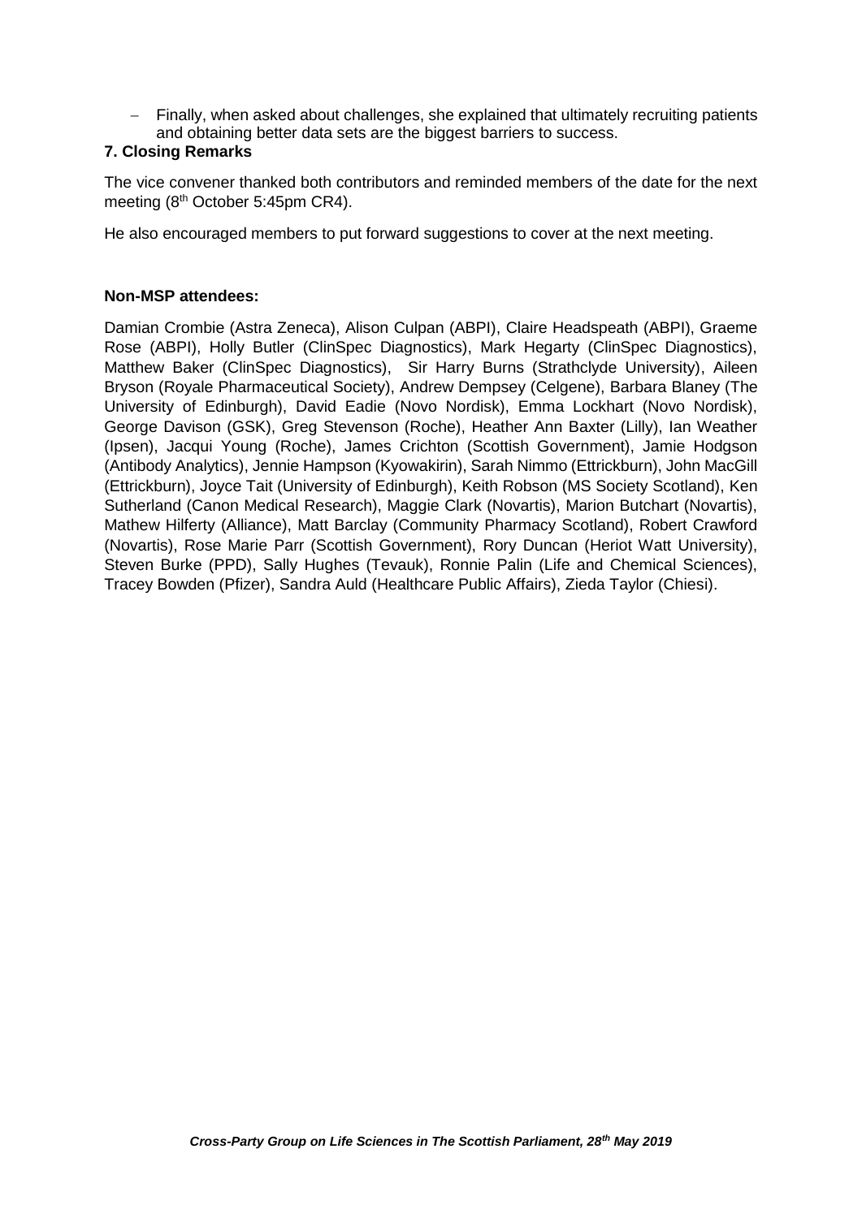- Finally, when asked about challenges, she explained that ultimately recruiting patients and obtaining better data sets are the biggest barriers to success.

**7. Closing Remarks**

The vice convener thanked both contributors and reminded members of the date for the next meeting (8th October 5:45pm CR4).

He also encouraged members to put forward suggestions to cover at the next meeting.

**Non-MSP attendees:**

Damian Crombie (Astra Zeneca), Alison Culpan (ABPI), Claire Headspeath (ABPI), Graeme Rose (ABPI), Holly Butler (ClinSpec Diagnostics), Mark Hegarty (ClinSpec Diagnostics), Matthew Baker (ClinSpec Diagnostics), Sir Harry Burns (Strathclyde University), Aileen Bryson (Royale Pharmaceutical Society), Andrew Dempsey (Celgene), Barbara Blaney (The University of Edinburgh), David Eadie (Novo Nordisk), Emma Lockhart (Novo Nordisk), George Davison (GSK), Greg Stevenson (Roche), Heather Ann Baxter (Lilly), Ian Weather (Ipsen), Jacqui Young (Roche), James Crichton (Scottish Government), Jamie Hodgson (Antibody Analytics), Jennie Hampson (Kyowakirin), Sarah Nimmo (Ettrickburn), John MacGill (Ettrickburn), Joyce Tait (University of Edinburgh), Keith Robson (MS Society Scotland), Ken Sutherland (Canon Medical Research), Maggie Clark (Novartis), Marion Butchart (Novartis), Mathew Hilferty (Alliance), Matt Barclay (Community Pharmacy Scotland), Robert Crawford (Novartis), Rose Marie Parr (Scottish Government), Rory Duncan (Heriot Watt University), Steven Burke (PPD), Sally Hughes (Tevauk), Ronnie Palin (Life and Chemical Sciences), Tracey Bowden (Pfizer), Sandra Auld (Healthcare Public Affairs), Zieda Taylor (Chiesi).